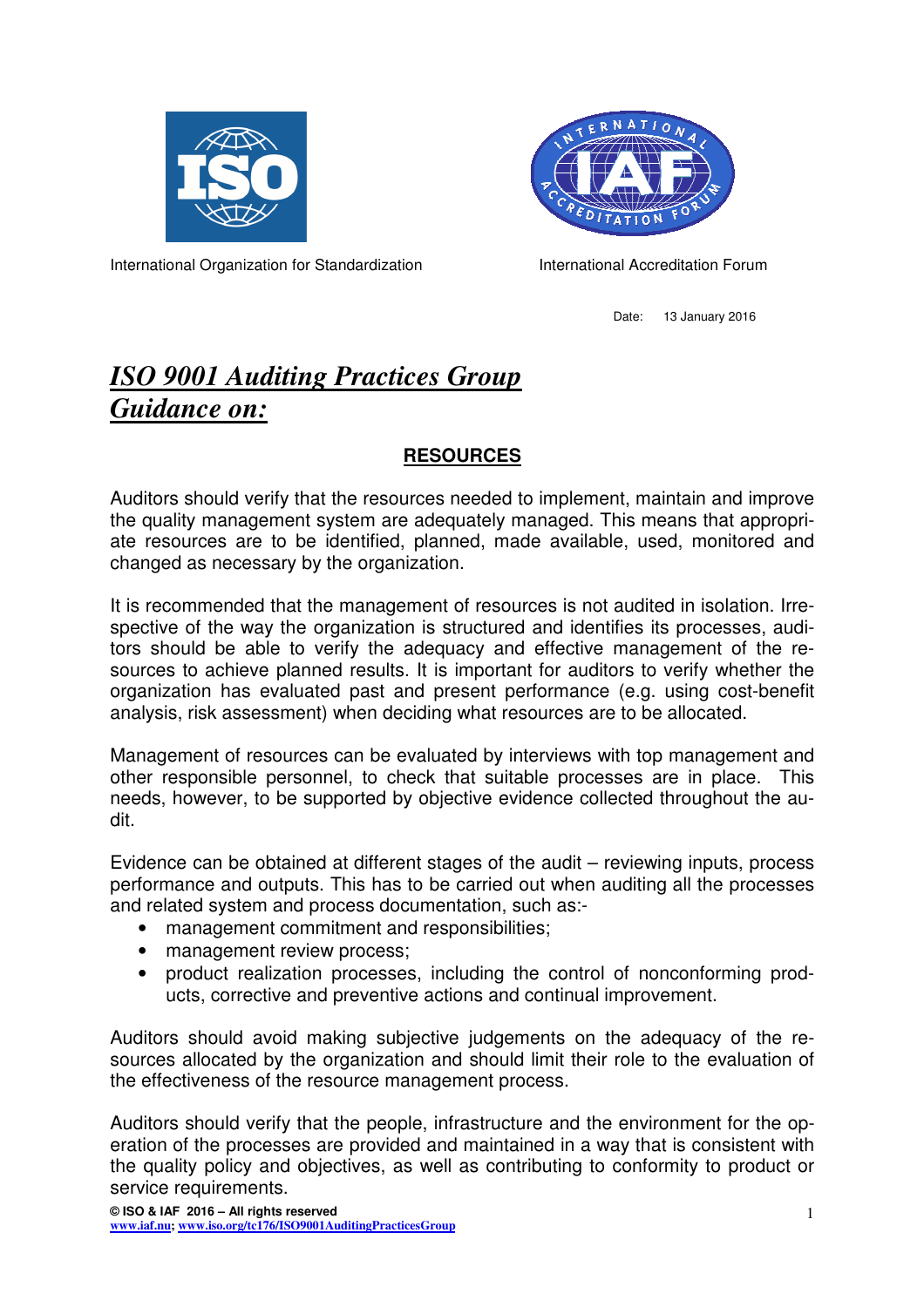International Organization for Standardization

International Accreditation Forum

Date: 13 January 2016

# *ISO 9001 Auditing Practices Group Guidance on:*

## RESOURCES

Auditors should verify that the resources needed to implement, maintain and improve the quality management system are adequately managed. This means that appropriate resources are to be identified, planned, made available, used, monitored and changed as necessary by the organization.

It is recommended that the management of resources is not audited in isolation. Irrespective of the way the organization is structured and identifies its processes, auditors should be able to verify the adequacy and effective management of the resources to achieve planned results. It is important for auditors to verify whether the organization has evaluated past and present performance (e.g. using cost-benefit analysis, risk assessment) when deciding what resources are to be allocated.

Management of resources can be evaluated by interviews with top management and other responsible personnel, to check that suitable processes are in place. This needs, however, to be supported by objective evidence collected throughout the audit.

Evidence can be obtained at different stages of the audit – reviewing inputs, process performance and outputs. This has to be carried out when auditing all the processes and related system and process documentation, such as:-

- management commitment and responsibilities;
- management review process;
- product realization processes, including the control of nonconforming products, corrective and preventive actions and continual improvement.

Auditors should avoid making subjective judgements on the adequacy of the resources allocated by the organization and should limit their role to the evaluation of the effectiveness of the resource management process.

Auditors should verify that the people, infrastructure and the environment for the operation of the processes are provided and maintained in a way that is consistent with the quality policy and objectives, as well as contributing to conformity to product or service requirements.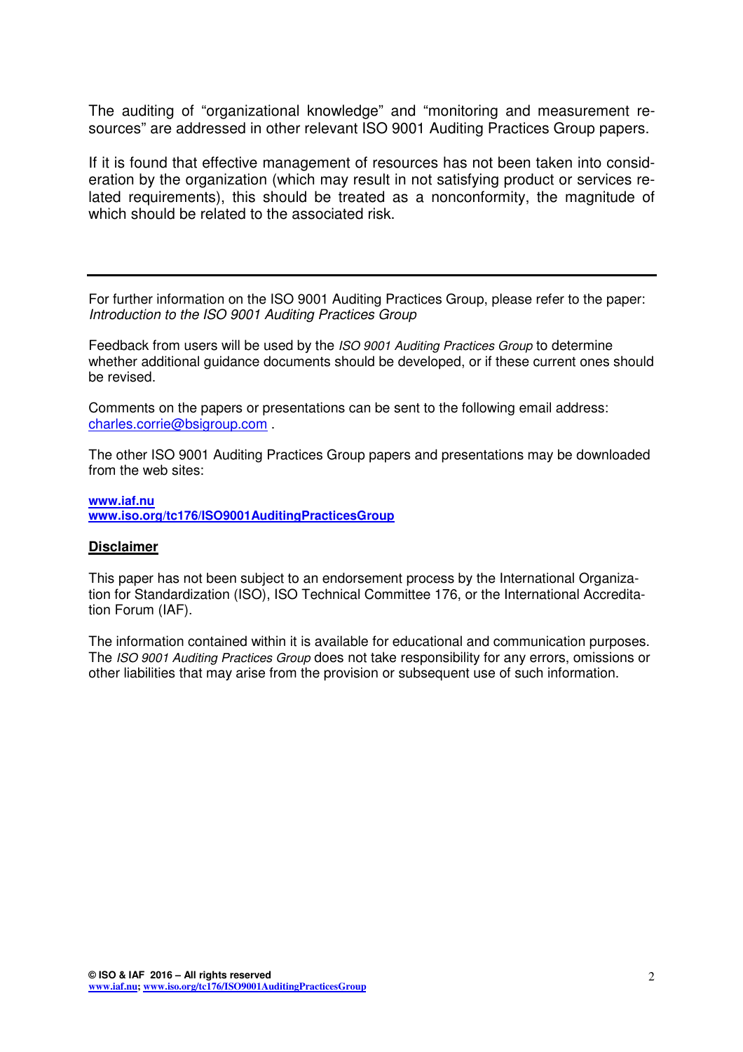The auditing of "organizational knowledge" and "monitoring and measurement resources" are addressed in other relevant ISO 9001 Auditing Practices Group papers.

If it is found that effective management of resources has not been taken into consideration by the organization (which may result in not satisfying product or services related requirements), this should be treated as a nonconformity, the magnitude of which should be related to the associated risk.

---

For further information on the ISO 9001 Auditing Practices Group, please refer to the paper: *Introduction to the ISO 9001 Auditing Practices Group*

Feedback from users will be used by the *ISO 9001 Auditing Practices Group* to determine whether additional guidance documents should be developed, or if these current ones should be revised.

Comments on the papers or presentations can be sent to the following email address: charles.corrie@bsigroup.com .

The other ISO 9001 Auditing Practices Group papers and presentations may be downloaded from the web sites:

**www.iaf.nu**
**www.iso.org/tc176/ISO9001AuditingPracticesGroup**

**Disclaimer**

This paper has not been subject to an endorsement process by the International Organization for Standardization (ISO), ISO Technical Committee 176, or the International Accreditation Forum (IAF).

The information contained within it is available for educational and communication purposes. The *ISO 9001 Auditing Practices Group* does not take responsibility for any errors, omissions or other liabilities that may arise from the provision or subsequent use of such information.